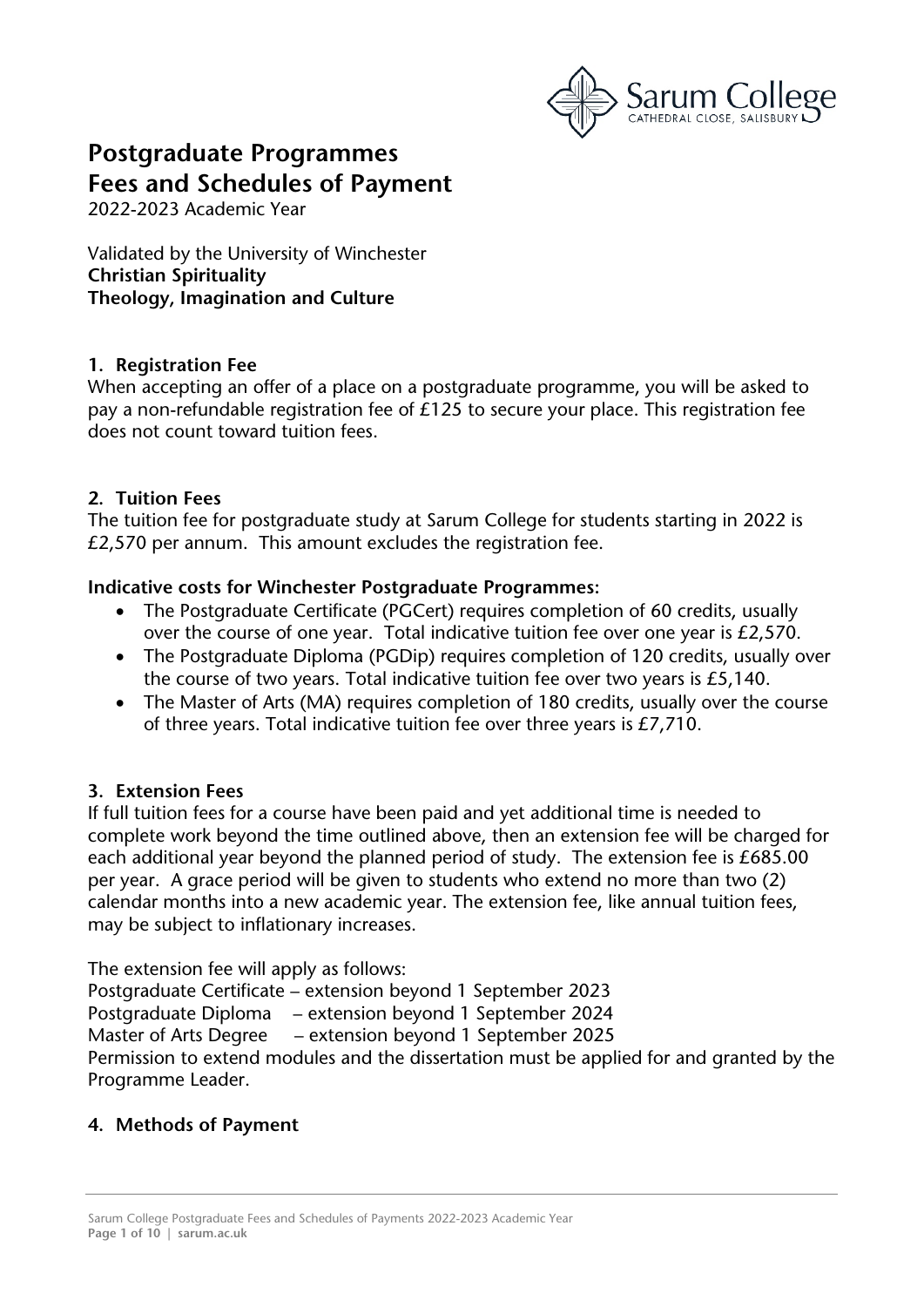# Postgraduate Programmes
# Fees and Schedules of Payment

2022-2023 Academic Year

Validated by the University of Winchester
**Christian Spirituality**
**Theology, Imagination and Culture**

## 1. Registration Fee

When accepting an offer of a place on a postgraduate programme, you will be asked to pay a non-refundable registration fee of £125 to secure your place. This registration fee does not count toward tuition fees.

## 2. Tuition Fees

The tuition fee for postgraduate study at Sarum College for students starting in 2022 is £2,570 per annum. This amount excludes the registration fee.

**Indicative costs for Winchester Postgraduate Programmes:**

- The Postgraduate Certificate (PGCert) requires completion of 60 credits, usually over the course of one year. Total indicative tuition fee over one year is £2,570.
- The Postgraduate Diploma (PGDip) requires completion of 120 credits, usually over the course of two years. Total indicative tuition fee over two years is £5,140.
- The Master of Arts (MA) requires completion of 180 credits, usually over the course of three years. Total indicative tuition fee over three years is £7,710.

## 3. Extension Fees

If full tuition fees for a course have been paid and yet additional time is needed to complete work beyond the time outlined above, then an extension fee will be charged for each additional year beyond the planned period of study. The extension fee is £685.00 per year. A grace period will be given to students who extend no more than two (2) calendar months into a new academic year. The extension fee, like annual tuition fees, may be subject to inflationary increases.

The extension fee will apply as follows:
Postgraduate Certificate – extension beyond 1 September 2023
Postgraduate Diploma – extension beyond 1 September 2024
Master of Arts Degree – extension beyond 1 September 2025
Permission to extend modules and the dissertation must be applied for and granted by the Programme Leader.

## 4. Methods of Payment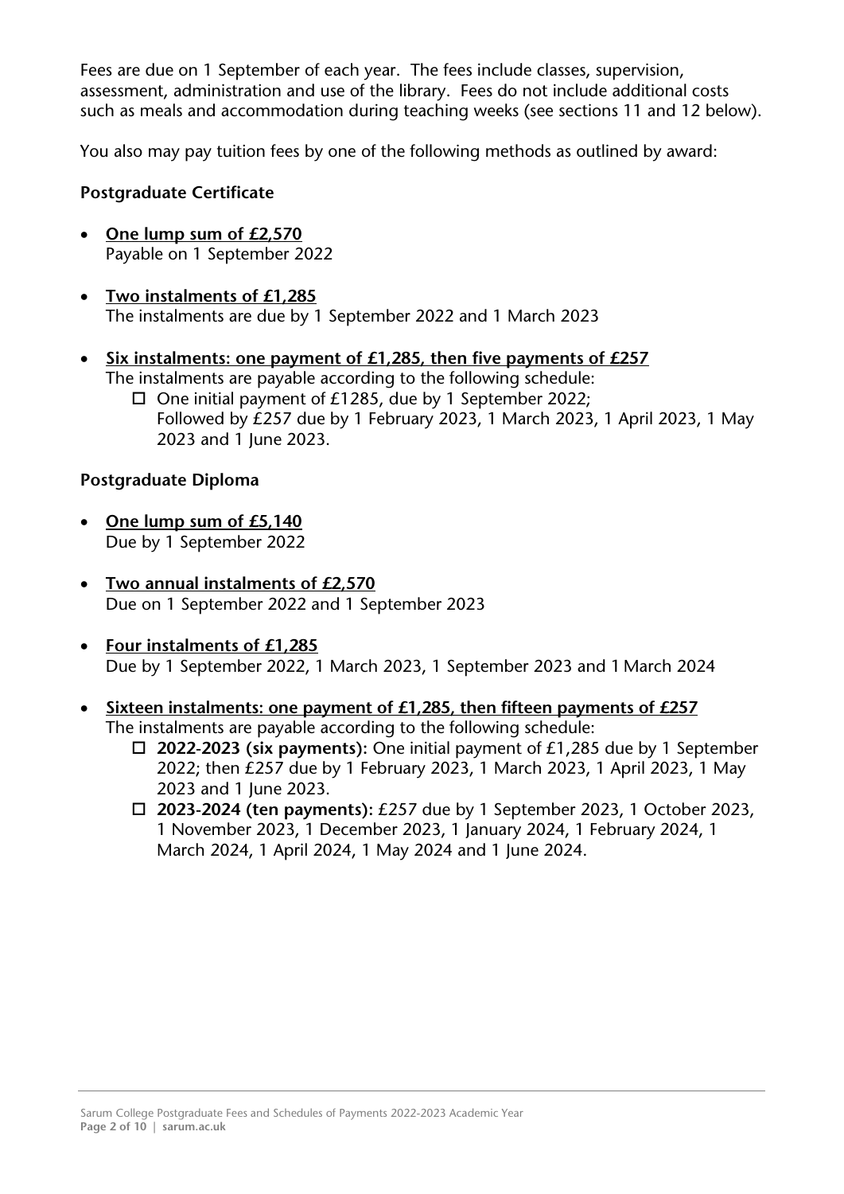Fees are due on 1 September of each year. The fees include classes, supervision, assessment, administration and use of the library. Fees do not include additional costs such as meals and accommodation during teaching weeks (see sections 11 and 12 below).

You also may pay tuition fees by one of the following methods as outlined by award:

**Postgraduate Certificate**

- **One lump sum of £2,570**
  Payable on 1 September 2022
- **Two instalments of £1,285**
  The instalments are due by 1 September 2022 and 1 March 2023
- **Six instalments: one payment of £1,285, then five payments of £257**
  The instalments are payable according to the following schedule:
  - One initial payment of £1285, due by 1 September 2022;
    Followed by £257 due by 1 February 2023, 1 March 2023, 1 April 2023, 1 May 2023 and 1 June 2023.

**Postgraduate Diploma**

- **One lump sum of £5,140**
  Due by 1 September 2022
- **Two annual instalments of £2,570**
  Due on 1 September 2022 and 1 September 2023
- **Four instalments of £1,285**
  Due by 1 September 2022, 1 March 2023, 1 September 2023 and 1 March 2024
- **Sixteen instalments: one payment of £1,285, then fifteen payments of £257**
  The instalments are payable according to the following schedule:
  - **2022-2023 (six payments):** One initial payment of £1,285 due by 1 September 2022; then £257 due by 1 February 2023, 1 March 2023, 1 April 2023, 1 May 2023 and 1 June 2023.
  - **2023-2024 (ten payments):** £257 due by 1 September 2023, 1 October 2023, 1 November 2023, 1 December 2023, 1 January 2024, 1 February 2024, 1 March 2024, 1 April 2024, 1 May 2024 and 1 June 2024.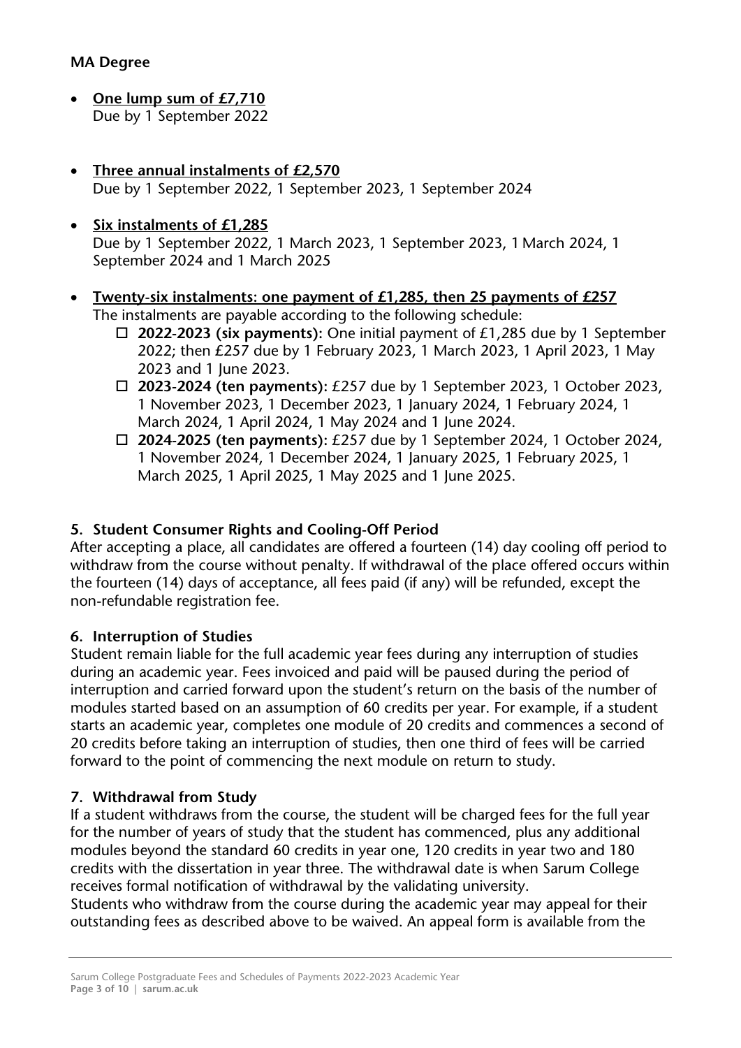**MA Degree**

- **One lump sum of £7,710**
  Due by 1 September 2022

- **Three annual instalments of £2,570**
  Due by 1 September 2022, 1 September 2023, 1 September 2024

- **Six instalments of £1,285**
  Due by 1 September 2022, 1 March 2023, 1 September 2023, 1 March 2024, 1 September 2024 and 1 March 2025

- **Twenty-six instalments: one payment of £1,285, then 25 payments of £257**
  The instalments are payable according to the following schedule:
  - ☐ **2022-2023 (six payments):** One initial payment of £1,285 due by 1 September 2022; then £257 due by 1 February 2023, 1 March 2023, 1 April 2023, 1 May 2023 and 1 June 2023.
  - ☐ **2023-2024 (ten payments):** £257 due by 1 September 2023, 1 October 2023, 1 November 2023, 1 December 2023, 1 January 2024, 1 February 2024, 1 March 2024, 1 April 2024, 1 May 2024 and 1 June 2024.
  - ☐ **2024-2025 (ten payments):** £257 due by 1 September 2024, 1 October 2024, 1 November 2024, 1 December 2024, 1 January 2025, 1 February 2025, 1 March 2025, 1 April 2025, 1 May 2025 and 1 June 2025.

## 5. Student Consumer Rights and Cooling-Off Period

After accepting a place, all candidates are offered a fourteen (14) day cooling off period to withdraw from the course without penalty. If withdrawal of the place offered occurs within the fourteen (14) days of acceptance, all fees paid (if any) will be refunded, except the non-refundable registration fee.

## 6. Interruption of Studies

Student remain liable for the full academic year fees during any interruption of studies during an academic year. Fees invoiced and paid will be paused during the period of interruption and carried forward upon the student's return on the basis of the number of modules started based on an assumption of 60 credits per year. For example, if a student starts an academic year, completes one module of 20 credits and commences a second of 20 credits before taking an interruption of studies, then one third of fees will be carried forward to the point of commencing the next module on return to study.

## 7. Withdrawal from Study

If a student withdraws from the course, the student will be charged fees for the full year for the number of years of study that the student has commenced, plus any additional modules beyond the standard 60 credits in year one, 120 credits in year two and 180 credits with the dissertation in year three. The withdrawal date is when Sarum College receives formal notification of withdrawal by the validating university.
Students who withdraw from the course during the academic year may appeal for their outstanding fees as described above to be waived. An appeal form is available from the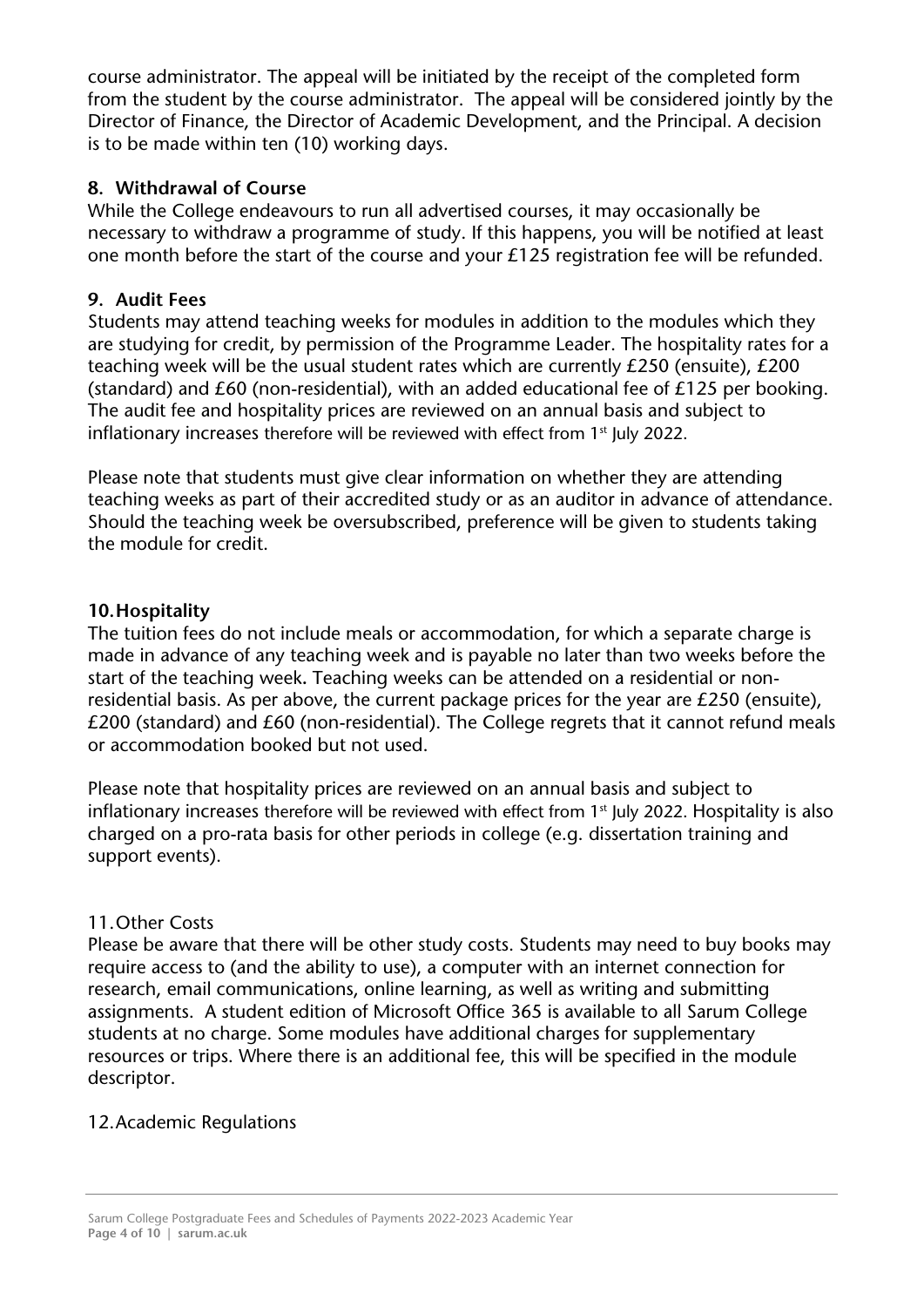course administrator. The appeal will be initiated by the receipt of the completed form from the student by the course administrator. The appeal will be considered jointly by the Director of Finance, the Director of Academic Development, and the Principal. A decision is to be made within ten (10) working days.

## 8. Withdrawal of Course

While the College endeavours to run all advertised courses, it may occasionally be necessary to withdraw a programme of study. If this happens, you will be notified at least one month before the start of the course and your £125 registration fee will be refunded.

## 9. Audit Fees

Students may attend teaching weeks for modules in addition to the modules which they are studying for credit, by permission of the Programme Leader. The hospitality rates for a teaching week will be the usual student rates which are currently £250 (ensuite), £200 (standard) and £60 (non-residential), with an added educational fee of £125 per booking. The audit fee and hospitality prices are reviewed on an annual basis and subject to inflationary increases therefore will be reviewed with effect from 1st July 2022.

Please note that students must give clear information on whether they are attending teaching weeks as part of their accredited study or as an auditor in advance of attendance. Should the teaching week be oversubscribed, preference will be given to students taking the module for credit.

## 10. Hospitality

The tuition fees do not include meals or accommodation, for which a separate charge is made in advance of any teaching week and is payable no later than two weeks before the start of the teaching week. Teaching weeks can be attended on a residential or non-residential basis. As per above, the current package prices for the year are £250 (ensuite), £200 (standard) and £60 (non-residential). The College regrets that it cannot refund meals or accommodation booked but not used.

Please note that hospitality prices are reviewed on an annual basis and subject to inflationary increases therefore will be reviewed with effect from 1st July 2022. Hospitality is also charged on a pro-rata basis for other periods in college (e.g. dissertation training and support events).

## 11. Other Costs

Please be aware that there will be other study costs. Students may need to buy books may require access to (and the ability to use), a computer with an internet connection for research, email communications, online learning, as well as writing and submitting assignments. A student edition of Microsoft Office 365 is available to all Sarum College students at no charge. Some modules have additional charges for supplementary resources or trips. Where there is an additional fee, this will be specified in the module descriptor.

## 12. Academic Regulations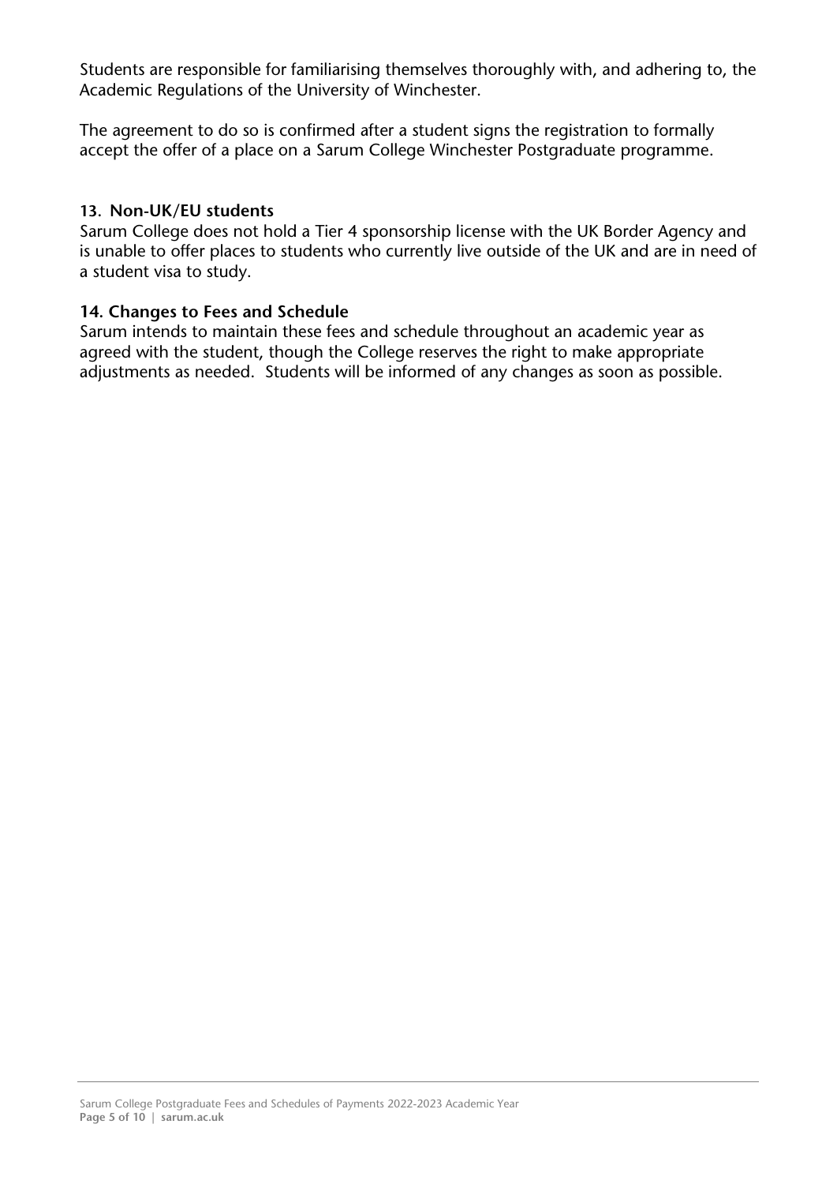Students are responsible for familiarising themselves thoroughly with, and adhering to, the Academic Regulations of the University of Winchester.

The agreement to do so is confirmed after a student signs the registration to formally accept the offer of a place on a Sarum College Winchester Postgraduate programme.

### 13. Non-UK/EU students

Sarum College does not hold a Tier 4 sponsorship license with the UK Border Agency and is unable to offer places to students who currently live outside of the UK and are in need of a student visa to study.

### 14. Changes to Fees and Schedule

Sarum intends to maintain these fees and schedule throughout an academic year as agreed with the student, though the College reserves the right to make appropriate adjustments as needed. Students will be informed of any changes as soon as possible.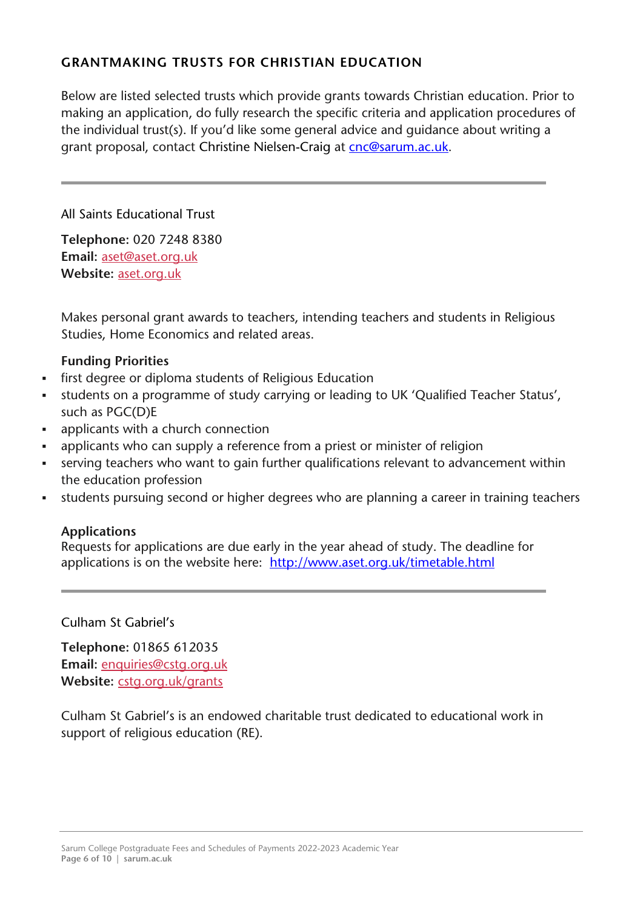## GRANTMAKING TRUSTS FOR CHRISTIAN EDUCATION

Below are listed selected trusts which provide grants towards Christian education. Prior to making an application, do fully research the specific criteria and application procedures of the individual trust(s). If you'd like some general advice and guidance about writing a grant proposal, contact Christine Nielsen-Craig at cnc@sarum.ac.uk.

---

All Saints Educational Trust

**Telephone:** 020 7248 8380
**Email:** aset@aset.org.uk
**Website:** aset.org.uk

Makes personal grant awards to teachers, intending teachers and students in Religious Studies, Home Economics and related areas.

**Funding Priorities**

- first degree or diploma students of Religious Education
- students on a programme of study carrying or leading to UK 'Qualified Teacher Status', such as PGC(D)E
- applicants with a church connection
- applicants who can supply a reference from a priest or minister of religion
- serving teachers who want to gain further qualifications relevant to advancement within the education profession
- students pursuing second or higher degrees who are planning a career in training teachers

**Applications**
Requests for applications are due early in the year ahead of study. The deadline for applications is on the website here: http://www.aset.org.uk/timetable.html

---

Culham St Gabriel's

**Telephone:** 01865 612035
**Email:** enquiries@cstg.org.uk
**Website:** cstg.org.uk/grants

Culham St Gabriel's is an endowed charitable trust dedicated to educational work in support of religious education (RE).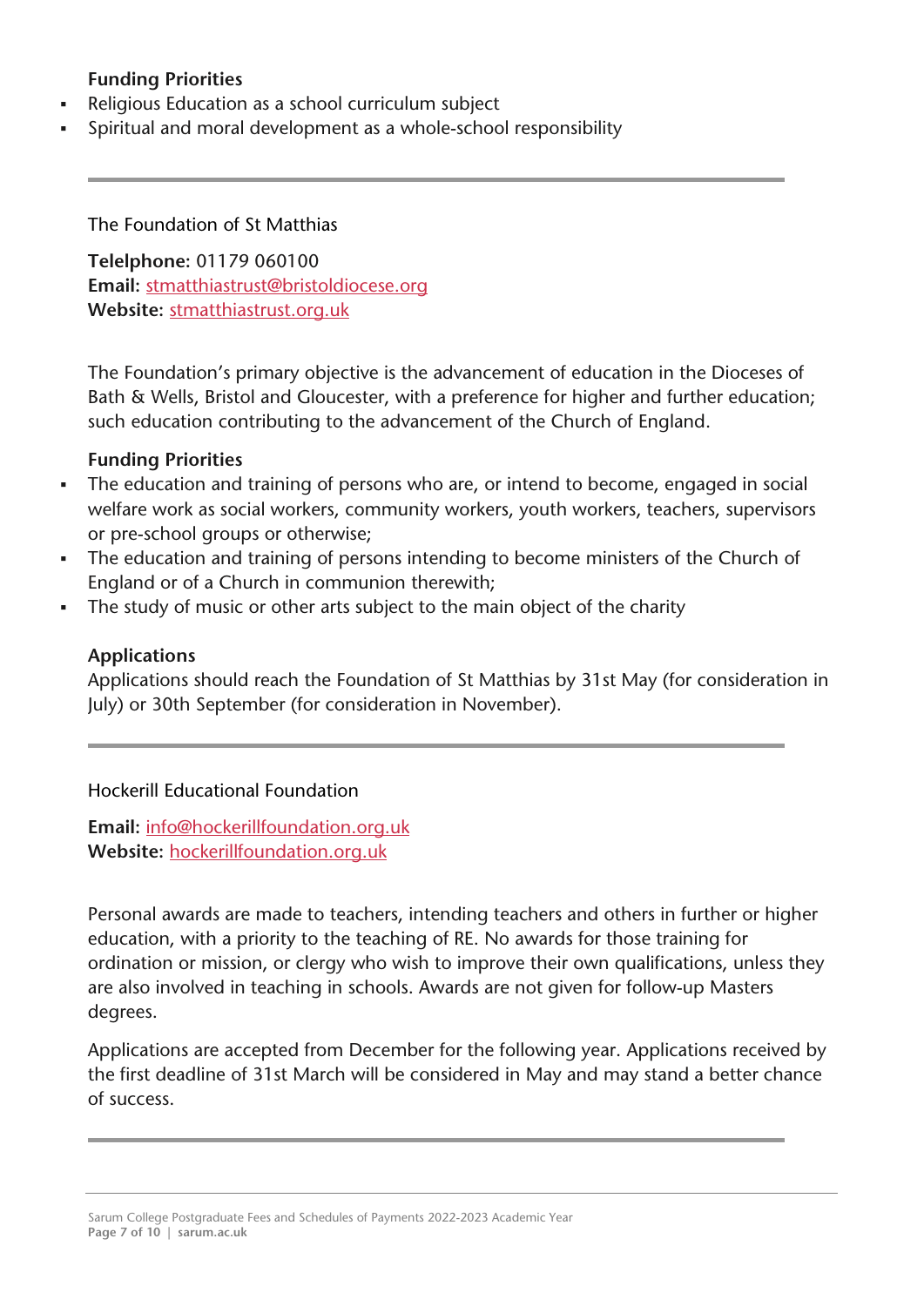**Funding Priorities**

- Religious Education as a school curriculum subject
- Spiritual and moral development as a whole-school responsibility

---

The Foundation of St Matthias

**Telephone:** 01179 060100
**Email:** stmatthiastrust@bristoldiocese.org
**Website:** stmatthiastrust.org.uk

The Foundation's primary objective is the advancement of education in the Dioceses of Bath & Wells, Bristol and Gloucester, with a preference for higher and further education; such education contributing to the advancement of the Church of England.

**Funding Priorities**

- The education and training of persons who are, or intend to become, engaged in social welfare work as social workers, community workers, youth workers, teachers, supervisors or pre-school groups or otherwise;
- The education and training of persons intending to become ministers of the Church of England or of a Church in communion therewith;
- The study of music or other arts subject to the main object of the charity

**Applications**

Applications should reach the Foundation of St Matthias by 31st May (for consideration in July) or 30th September (for consideration in November).

---

Hockerill Educational Foundation

**Email:** info@hockerillfoundation.org.uk
**Website:** hockerillfoundation.org.uk

Personal awards are made to teachers, intending teachers and others in further or higher education, with a priority to the teaching of RE. No awards for those training for ordination or mission, or clergy who wish to improve their own qualifications, unless they are also involved in teaching in schools. Awards are not given for follow-up Masters degrees.

Applications are accepted from December for the following year. Applications received by the first deadline of 31st March will be considered in May and may stand a better chance of success.

---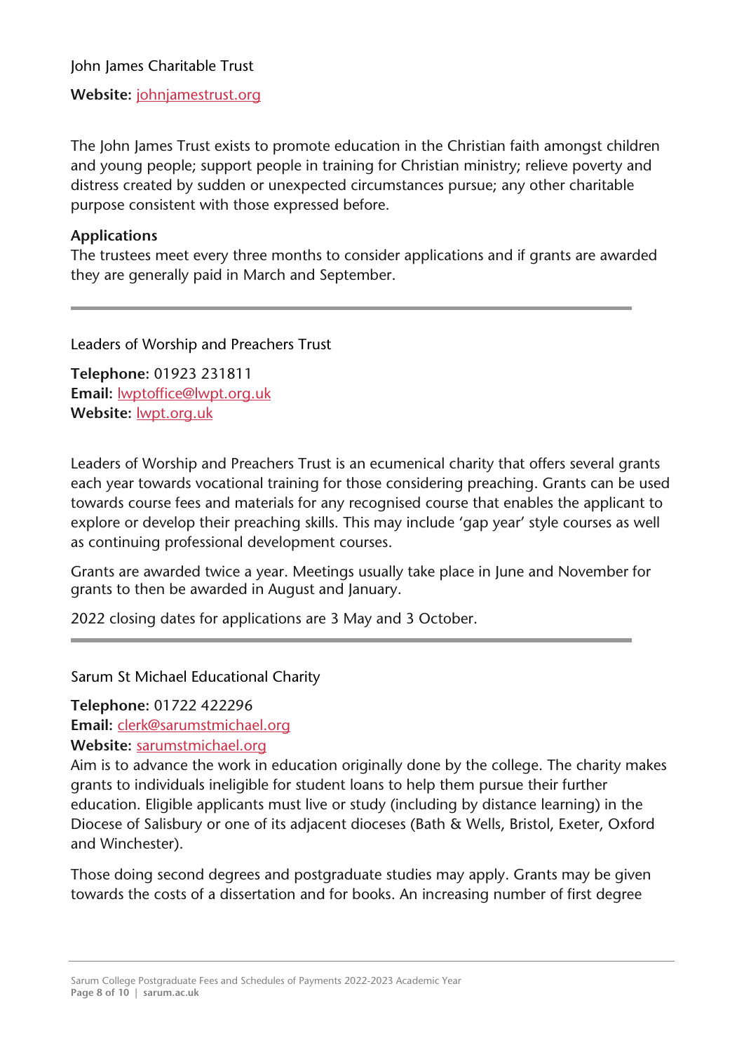John James Charitable Trust

**Website:** johnjamestrust.org

The John James Trust exists to promote education in the Christian faith amongst children and young people; support people in training for Christian ministry; relieve poverty and distress created by sudden or unexpected circumstances pursue; any other charitable purpose consistent with those expressed before.

**Applications**
The trustees meet every three months to consider applications and if grants are awarded they are generally paid in March and September.

---

Leaders of Worship and Preachers Trust

**Telephone:** 01923 231811
**Email:** lwptoffice@lwpt.org.uk
**Website:** lwpt.org.uk

Leaders of Worship and Preachers Trust is an ecumenical charity that offers several grants each year towards vocational training for those considering preaching. Grants can be used towards course fees and materials for any recognised course that enables the applicant to explore or develop their preaching skills. This may include 'gap year' style courses as well as continuing professional development courses.

Grants are awarded twice a year. Meetings usually take place in June and November for grants to then be awarded in August and January.

2022 closing dates for applications are 3 May and 3 October.

---

Sarum St Michael Educational Charity

**Telephone:** 01722 422296
**Email:** clerk@sarumstmichael.org
**Website:** sarumstmichael.org
Aim is to advance the work in education originally done by the college. The charity makes grants to individuals ineligible for student loans to help them pursue their further education. Eligible applicants must live or study (including by distance learning) in the Diocese of Salisbury or one of its adjacent dioceses (Bath & Wells, Bristol, Exeter, Oxford and Winchester).

Those doing second degrees and postgraduate studies may apply. Grants may be given towards the costs of a dissertation and for books. An increasing number of first degree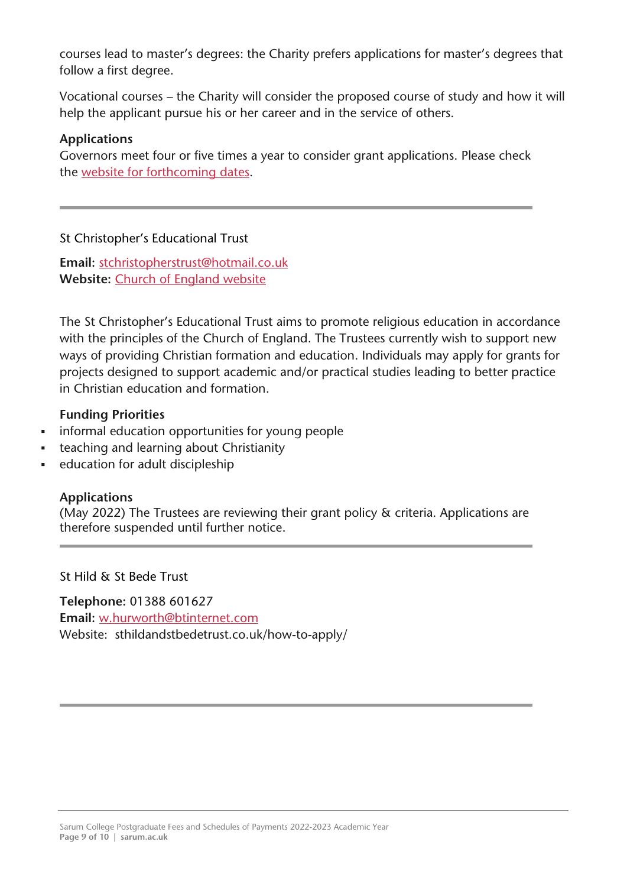courses lead to master's degrees: the Charity prefers applications for master's degrees that follow a first degree.

Vocational courses – the Charity will consider the proposed course of study and how it will help the applicant pursue his or her career and in the service of others.

**Applications**
Governors meet four or five times a year to consider grant applications. Please check the [website for forthcoming dates](#).

---

St Christopher's Educational Trust

**Email:** [stchristopherstrust@hotmail.co.uk](mailto:stchristopherstrust@hotmail.co.uk)
**Website:** [Church of England website](#)

The St Christopher's Educational Trust aims to promote religious education in accordance with the principles of the Church of England. The Trustees currently wish to support new ways of providing Christian formation and education. Individuals may apply for grants for projects designed to support academic and/or practical studies leading to better practice in Christian education and formation.

**Funding Priorities**

- informal education opportunities for young people
- teaching and learning about Christianity
- education for adult discipleship

**Applications**
(May 2022) The Trustees are reviewing their grant policy & criteria. Applications are therefore suspended until further notice.

---

St Hild & St Bede Trust

**Telephone:** 01388 601627
**Email:** [w.hurworth@btinternet.com](mailto:w.hurworth@btinternet.com)
Website: sthildandstbedetrust.co.uk/how-to-apply/

---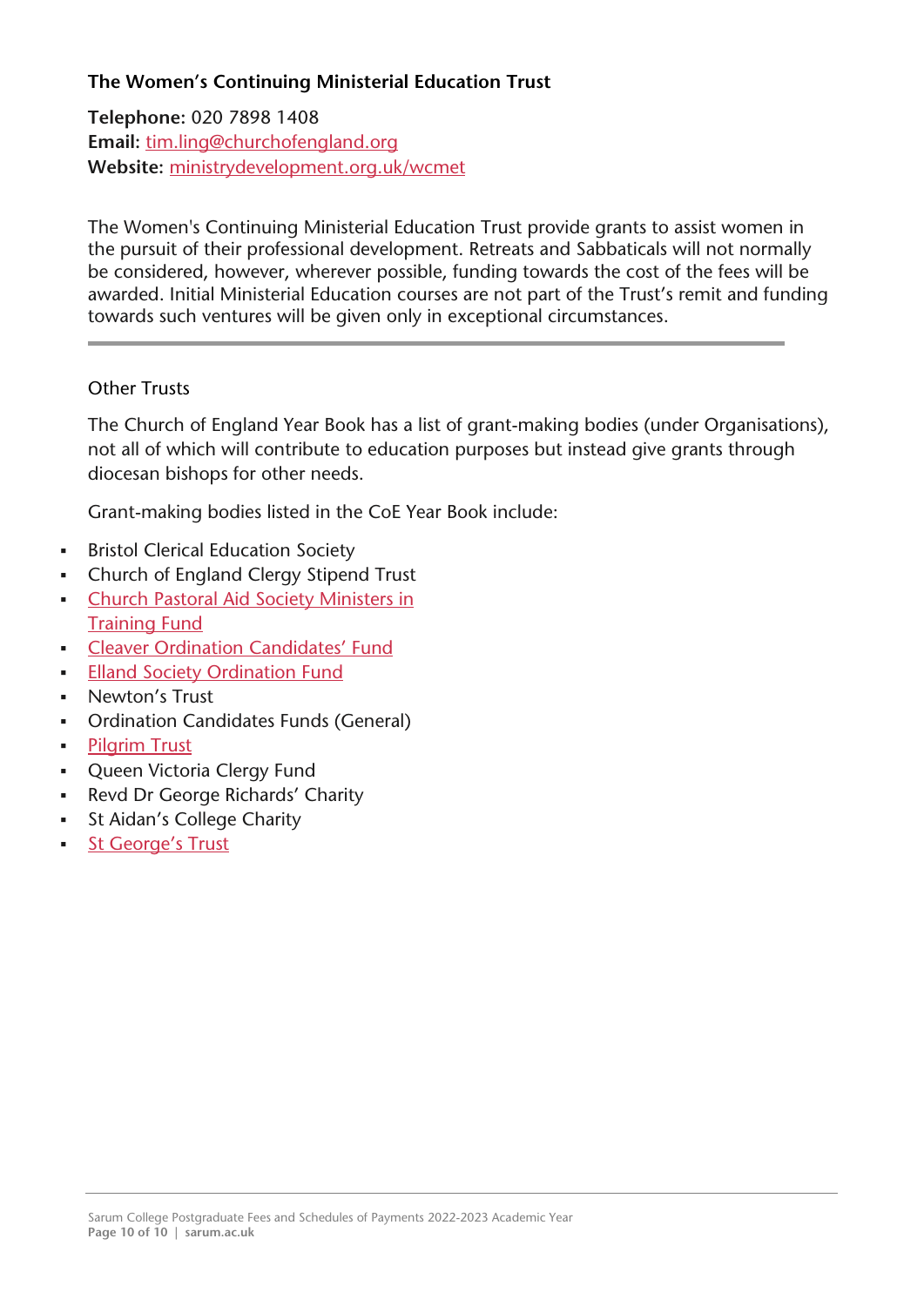### The Women's Continuing Ministerial Education Trust

**Telephone:** 020 7898 1408
**Email:** tim.ling@churchofengland.org
**Website:** ministrydevelopment.org.uk/wcmet

The Women's Continuing Ministerial Education Trust provide grants to assist women in the pursuit of their professional development. Retreats and Sabbaticals will not normally be considered, however, wherever possible, funding towards the cost of the fees will be awarded. Initial Ministerial Education courses are not part of the Trust's remit and funding towards such ventures will be given only in exceptional circumstances.

---

Other Trusts

The Church of England Year Book has a list of grant-making bodies (under Organisations), not all of which will contribute to education purposes but instead give grants through diocesan bishops for other needs.

Grant-making bodies listed in the CoE Year Book include:

- Bristol Clerical Education Society
- Church of England Clergy Stipend Trust
- Church Pastoral Aid Society Ministers in Training Fund
- Cleaver Ordination Candidates' Fund
- Elland Society Ordination Fund
- Newton's Trust
- Ordination Candidates Funds (General)
- Pilgrim Trust
- Queen Victoria Clergy Fund
- Revd Dr George Richards' Charity
- St Aidan's College Charity
- St George's Trust